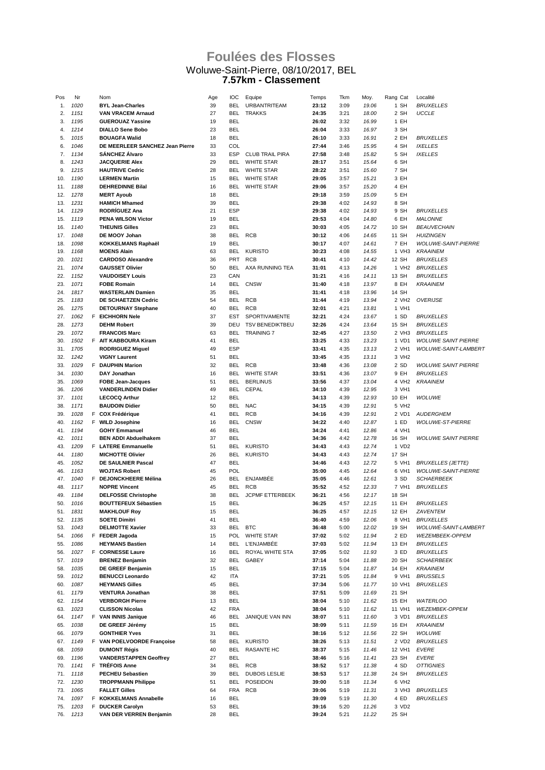# Foulées des Flosses

Woluwe-Saint-Pierre, 08/10/2017, BEL

**7.57km - Classement**

| Pos | Nr | | Nom | Age | IOC | Equipe | Temps | Tkm | Moy. | Rang Cat | Localité |
|---|---|---|---|---|---|---|---|---|---|---|---|
| 1. | 1020 | | **BYL Jean-Charles** | 39 | BEL | URBANTRITEAM | **23:12** | 3:09 | 19.06 | 1 SH | BRUXELLES |
| 2. | 1151 | | **VAN VRACEM Arnaud** | 27 | BEL | TRAKKS | **24:35** | 3:21 | 18.00 | 2 SH | UCCLE |
| 3. | 1195 | | **GUEROUAZ Yassine** | 19 | BEL | | **26:02** | 3:32 | 16.99 | 1 EH | |
| 4. | 1214 | | **DIALLO Sene Bobo** | 23 | BEL | | **26:04** | 3:33 | 16.97 | 3 SH | |
| 5. | 1015 | | **BOUAGFA Walid** | 18 | BEL | | **26:10** | 3:33 | 16.91 | 2 EH | BRUXELLES |
| 6. | 1046 | | **DE MEERLEER SANCHEZ Jean Pierre** | 33 | COL | | **27:44** | 3:46 | 15.95 | 4 SH | IXELLES |
| 7. | 1134 | | **SÁNCHEZ Álvaro** | 33 | ESP | CLUB TRAIL PIRA | **27:58** | 3:48 | 15.82 | 5 SH | IXELLES |
| 8. | 1243 | | **JACQUERIE Alex** | 29 | BEL | WHITE STAR | **28:17** | 3:51 | 15.64 | 6 SH | |
| 9. | 1215 | | **HAUTRIVE Cedric** | 28 | BEL | WHITE STAR | **28:22** | 3:51 | 15.60 | 7 SH | |
| 10. | 1190 | | **LERMEN Martin** | 15 | BEL | WHITE STAR | **29:05** | 3:57 | 15.21 | 3 EH | |
| 11. | 1188 | | **DEHREDINNE Bilal** | 16 | BEL | WHITE STAR | **29:06** | 3:57 | 15.20 | 4 EH | |
| 12. | 1278 | | **MERT Ayoub** | 18 | BEL | | **29:18** | 3:59 | 15.09 | 5 EH | |
| 13. | 1231 | | **HAMICH Mhamed** | 39 | BEL | | **29:38** | 4:02 | 14.93 | 8 SH | |
| 14. | 1129 | | **RODRÍGUEZ Ana** | 21 | ESP | | **29:38** | 4:02 | 14.93 | 9 SH | BRUXELLES |
| 15. | 1119 | | **PENA WILSON Victor** | 19 | BEL | | **29:53** | 4:04 | 14.80 | 6 EH | MALONNE |
| 16. | 1140 | | **THEUNIS Gilles** | 23 | BEL | | **30:03** | 4:05 | 14.72 | 10 SH | BEAUVECHAIN |
| 17. | 1048 | | **DE MOOY Johan** | 38 | BEL | RCB | **30:12** | 4:06 | 14.65 | 11 SH | HUIZINGEN |
| 18. | 1098 | | **KOKKELMANS Raphaël** | 19 | BEL | | **30:17** | 4:07 | 14.61 | 7 EH | WOLUWE-SAINT-PIERRE |
| 19. | 1168 | | **MOENS Alain** | 63 | BEL | KURISTO | **30:23** | 4:08 | 14.55 | 1 VH3 | KRAAINEM |
| 20. | 1021 | | **CARDOSO Alexandre** | 36 | PRT | RCB | **30:41** | 4:10 | 14.42 | 12 SH | BRUXELLES |
| 21. | 1074 | | **GAUSSET Olivier** | 50 | BEL | AXA RUNNING TEA | **31:01** | 4:13 | 14.26 | 1 VH2 | BRUXELLES |
| 22. | 1152 | | **VAUDOISEY Louis** | 23 | CAN | | **31:21** | 4:16 | 14.11 | 13 SH | BRUXELLES |
| 23. | 1071 | | **FOBE Romain** | 14 | BEL | CNSW | **31:40** | 4:18 | 13.97 | 8 EH | KRAAINEM |
| 24. | 1817 | | **WASTERLAIN Damien** | 35 | BEL | | **31:41** | 4:18 | 13.96 | 14 SH | |
| 25. | 1183 | | **DE SCHAETZEN Cedric** | 54 | BEL | RCB | **31:44** | 4:19 | 13.94 | 2 VH2 | OVERIJSE |
| 26. | 1275 | | **DETOURNAY Stephane** | 40 | BEL | RCB | **32:01** | 4:21 | 13.81 | 1 VH1 | |
| 27. | 1062 | F | **EICHHORN Nele** | 37 | EST | SPORTIVAMENTE | **32:21** | 4:24 | 13.67 | 1 SD | BRUXELLES |
| 28. | 1273 | | **DEHM Robert** | 39 | DEU | TSV BENEDIKTBEU | **32:26** | 4:24 | 13.64 | 15 SH | BRUXELLES |
| 29. | 1072 | | **FRANCOIS Marc** | 63 | BEL | TRAINING 7 | **32:45** | 4:27 | 13.50 | 2 VH3 | BRUXELLES |
| 30. | 1502 | F | **AIT KABBOURA Kiram** | 41 | BEL | | **33:25** | 4:33 | 13.23 | 1 VD1 | WOLUWE SAINT PIERRE |
| 31. | 1705 | | **RODRIGUEZ Miguel** | 49 | ESP | | **33:41** | 4:35 | 13.13 | 2 VH1 | WOLUWE-SAINT-LAMBERT |
| 32. | 1242 | | **VIGNY Laurent** | 51 | BEL | | **33:45** | 4:35 | 13.11 | 3 VH2 | |
| 33. | 1029 | F | **DAUPHIN Marion** | 32 | BEL | RCB | **33:48** | 4:36 | 13.08 | 2 SD | WOLUWE SAINT PIERRE |
| 34. | 1030 | | **DAY Jonathan** | 16 | BEL | WHITE STAR | **33:51** | 4:36 | 13.07 | 9 EH | BRUXELLES |
| 35. | 1069 | | **FOBE Jean-Jacques** | 51 | BEL | BERLINUS | **33:56** | 4:37 | 13.04 | 4 VH2 | KRAAINEM |
| 36. | 1206 | | **VANDERLINDEN Didier** | 49 | BEL | CEPAL | **34:10** | 4:39 | 12.95 | 3 VH1 | |
| 37. | 1101 | | **LECOCQ Arthur** | 12 | BEL | | **34:13** | 4:39 | 12.93 | 10 EH | WOLUWE |
| 38. | 1171 | | **BAUDOIN Didier** | 50 | BEL | NAC | **34:15** | 4:39 | 12.91 | 5 VH2 | |
| 39. | 1028 | F | **COX Frédérique** | 41 | BEL | RCB | **34:16** | 4:39 | 12.91 | 2 VD1 | AUDERGHEM |
| 40. | 1162 | F | **WILD Josephine** | 16 | BEL | CNSW | **34:22** | 4:40 | 12.87 | 1 ED | WOLUWE-ST-PIERRE |
| 41. | 1194 | | **GOHY Emmanuel** | 46 | BEL | | **34:24** | 4:41 | 12.86 | 4 VH1 | |
| 42. | 1011 | | **BEN ADDI Abduelhakem** | 37 | BEL | | **34:36** | 4:42 | 12.78 | 16 SH | WOLUWE SAINT PIERRE |
| 43. | 1209 | F | **LATERE Emmanuelle** | 51 | BEL | KURISTO | **34:43** | 4:43 | 12.74 | 1 VD2 | |
| 44. | 1180 | | **MICHOTTE Olivier** | 26 | BEL | KURISTO | **34:43** | 4:43 | 12.74 | 17 SH | |
| 45. | 1052 | | **DE SAULNIER Pascal** | 47 | BEL | | **34:46** | 4:43 | 12.72 | 5 VH1 | BRUXELLES (JETTE) |
| 46. | 1163 | | **WOJTAS Robert** | 45 | POL | | **35:00** | 4:45 | 12.64 | 6 VH1 | WOLUWE-SAINT-PIERRE |
| 47. | 1040 | F | **DEJONCKHEERE Mélina** | 26 | BEL | ENJAMBÉE | **35:05** | 4:46 | 12.61 | 3 SD | SCHAERBEEK |
| 48. | 1117 | | **NOPRE Vincent** | 45 | BEL | RCB | **35:52** | 4:52 | 12.33 | 7 VH1 | BRUXELLES |
| 49. | 1184 | | **DELFOSSE Christophe** | 38 | BEL | JCPMF ETTERBEEK | **36:21** | 4:56 | 12.17 | 18 SH | |
| 50. | 1016 | | **BOUTTEFEUX Sébastien** | 15 | BEL | | **36:25** | 4:57 | 12.15 | 11 EH | BRUXELLES |
| 51. | 1831 | | **MAKHLOUF Roy** | 15 | BEL | | **36:25** | 4:57 | 12.15 | 12 EH | ZAVENTEM |
| 52. | 1135 | | **SOETE Dimitri** | 41 | BEL | | **36:40** | 4:59 | 12.06 | 8 VH1 | BRUXELLES |
| 53. | 1043 | | **DELMOTTE Xavier** | 33 | BEL | BTC | **36:48** | 5:00 | 12.02 | 19 SH | WOLUWÉ-SAINT-LAMBERT |
| 54. | 1066 | F | **FEDER Jagoda** | 15 | POL | WHITE STAR | **37:02** | 5:02 | 11.94 | 2 ED | WEZEMBEEK-OPPEM |
| 55. | 1086 | | **HEYMANS Bastien** | 14 | BEL | L'ENJAMBÉE | **37:03** | 5:02 | 11.94 | 13 EH | BRUXELLES |
| 56. | 1027 | F | **CORNESSE Laure** | 16 | BEL | ROYAL WHITE STA | **37:05** | 5:02 | 11.93 | 3 ED | BRUXELLES |
| 57. | 1019 | | **BRENEZ Benjamin** | 32 | BEL | GABEY | **37:14** | 5:04 | 11.88 | 20 SH | SCHAERBEEK |
| 58. | 1035 | | **DE GREEF Benjamin** | 15 | BEL | | **37:15** | 5:04 | 11.87 | 14 EH | KRAAINEM |
| 59. | 1012 | | **BENUCCI Leonardo** | 42 | ITA | | **37:21** | 5:05 | 11.84 | 9 VH1 | BRUSSELS |
| 60. | 1087 | | **HEYMANS Gilles** | 45 | BEL | | **37:34** | 5:06 | 11.77 | 10 VH1 | BRUXELLES |
| 61. | 1179 | | **VENTURA Jonathan** | 38 | BEL | | **37:51** | 5:09 | 11.69 | 21 SH | |
| 62. | 1154 | | **VERBORGH Pierre** | 13 | BEL | | **38:04** | 5:10 | 11.62 | 15 EH | WATERLOO |
| 63. | 1023 | | **CLISSON Nicolas** | 42 | FRA | | **38:04** | 5:10 | 11.62 | 11 VH1 | WEZEMBEEK-OPPEM |
| 64. | 1147 | F | **VAN INNIS Janique** | 46 | BEL | JANIQUE VAN INN | **38:07** | 5:11 | 11.60 | 3 VD1 | BRUXELLES |
| 65. | 1038 | | **DE GREEF Jérémy** | 15 | BEL | | **38:09** | 5:11 | 11.59 | 16 EH | KRAAINEM |
| 66. | 1079 | | **GONTHIER Yves** | 31 | BEL | | **38:16** | 5:12 | 11.56 | 22 SH | WOLUWE |
| 67. | 1149 | F | **VAN POELVOORDE Françoise** | 58 | BEL | KURISTO | **38:26** | 5:13 | 11.51 | 2 VD2 | BRUXELLES |
| 68. | 1059 | | **DUMONT Régis** | 40 | BEL | RASANTE HC | **38:37** | 5:15 | 11.46 | 12 VH1 | EVERE |
| 69. | 1196 | | **VANDERSTAPPEN Geoffrey** | 27 | BEL | | **38:46** | 5:16 | 11.41 | 23 SH | EVERE |
| 70. | 1141 | F | **TRÉFOIS Anne** | 34 | BEL | RCB | **38:52** | 5:17 | 11.38 | 4 SD | OTTIGNIES |
| 71. | 1118 | | **PECHEU Sebastien** | 39 | BEL | DUBOIS LESLIE | **38:53** | 5:17 | 11.38 | 24 SH | BRUXELLES |
| 72. | 1230 | | **TROPPMANN Philippe** | 51 | BEL | POSEIDON | **39:00** | 5:18 | 11.34 | 6 VH2 | |
| 73. | 1065 | | **FALLET Gilles** | 64 | FRA | RCB | **39:06** | 5:19 | 11.31 | 3 VH3 | BRUXELLES |
| 74. | 1097 | F | **KOKKELMANS Annabelle** | 16 | BEL | | **39:09** | 5:19 | 11.30 | 4 ED | BRUXELLES |
| 75. | 1203 | F | **DUCKER Carolyn** | 53 | BEL | | **39:16** | 5:20 | 11.26 | 3 VD2 | |
| 76. | 1213 | | **VAN DER VERREN Benjamin** | 28 | BEL | | **39:24** | 5:21 | 11.22 | 25 SH | |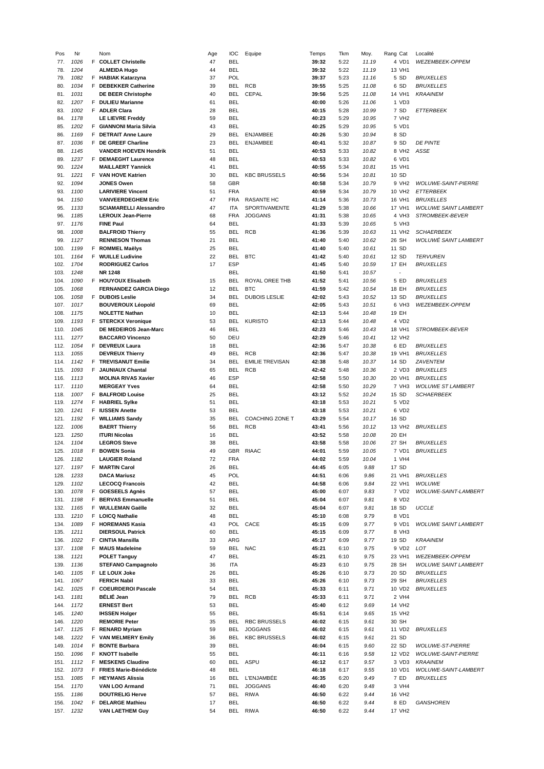| Pos | Nr | | Nom | Age | IOC | Equipe | Temps | Tkm | Moy. | Rang Cat | Localité |
|---|---|---|---|---|---|---|---|---|---|---|---|
| 77. | 1026 | F | **COLLET Christelle** | 47 | BEL | | **39:32** | 5:22 | 11.19 | 4 VD1 | WEZEMBEEK-OPPEM |
| 78. | 1204 | | **ALMEIDA Hugo** | 44 | BEL | | **39:32** | 5:22 | 11.19 | 13 VH1 | |
| 79. | 1082 | F | **HABIAK Katarzyna** | 37 | POL | | **39:37** | 5:23 | 11.16 | 5 SD | BRUXELLES |
| 80. | 1034 | F | **DEBEKKER Catherine** | 39 | BEL | RCB | **39:55** | 5:25 | 11.08 | 6 SD | BRUXELLES |
| 81. | 1031 | | **DE BEER Christophe** | 40 | BEL | CEPAL | **39:56** | 5:25 | 11.08 | 14 VH1 | KRAAINEM |
| 82. | 1207 | F | **DULIEU Marianne** | 61 | BEL | | **40:00** | 5:26 | 11.06 | 1 VD3 | |
| 83. | 1002 | F | **ADLER Clara** | 28 | BEL | | **40:15** | 5:28 | 10.99 | 7 SD | ETTERBEEK |
| 84. | 1178 | | **LE LIEVRE Freddy** | 59 | BEL | | **40:23** | 5:29 | 10.95 | 7 VH2 | |
| 85. | 1202 | F | **GIANNONI Maria Silvia** | 43 | BEL | | **40:25** | 5:29 | 10.95 | 5 VD1 | |
| 86. | 1169 | F | **DETRAIT Anne Laure** | 29 | BEL | ENJAMBEE | **40:26** | 5:30 | 10.94 | 8 SD | |
| 87. | 1036 | F | **DE GREEF Charline** | 23 | BEL | ENJAMBEE | **40:41** | 5:32 | 10.87 | 9 SD | DE PINTE |
| 88. | 1145 | | **VANDER HOEVEN Hendrik** | 51 | BEL | | **40:53** | 5:33 | 10.82 | 8 VH2 | ASSE |
| 89. | 1237 | F | **DEMAEGHT Laurence** | 48 | BEL | | **40:53** | 5:33 | 10.82 | 6 VD1 | |
| 90. | 1224 | | **MAILLAERT Yannick** | 41 | BEL | | **40:55** | 5:34 | 10.81 | 15 VH1 | |
| 91. | 1221 | F | **VAN HOVE Katrien** | 30 | BEL | KBC BRUSSELS | **40:56** | 5:34 | 10.81 | 10 SD | |
| 92. | 1094 | | **JONES Owen** | 58 | GBR | | **40:58** | 5:34 | 10.79 | 9 VH2 | WOLUWE-SAINT-PIERRE |
| 93. | 1100 | | **LARIVIERE Vincent** | 51 | FRA | | **40:59** | 5:34 | 10.79 | 10 VH2 | ETTERBEEK |
| 94. | 1150 | | **VANVEERDEGHEM Eric** | 47 | FRA | RASANTE HC | **41:14** | 5:36 | 10.73 | 16 VH1 | BRUXELLES |
| 95. | 1133 | | **SCIAMARELLI Alessandro** | 47 | ITA | SPORTIVAMENTE | **41:29** | 5:38 | 10.66 | 17 VH1 | WOLUWE SAINT LAMBERT |
| 96. | 1185 | | **LEROUX Jean-Pierre** | 68 | FRA | JOGGANS | **41:31** | 5:38 | 10.65 | 4 VH3 | STROMBEEK-BEVER |
| 97. | 1176 | | **FINE Paul** | 64 | BEL | | **41:33** | 5:39 | 10.65 | 5 VH3 | |
| 98. | 1008 | | **BALFROID Thierry** | 55 | BEL | RCB | **41:36** | 5:39 | 10.63 | 11 VH2 | SCHAERBEEK |
| 99. | 1127 | | **RENNESON Thomas** | 21 | BEL | | **41:40** | 5:40 | 10.62 | 26 SH | WOLUWÉ SAINT LAMBERT |
| 100. | 1199 | F | **ROMMEL Maëlys** | 25 | BEL | | **41:40** | 5:40 | 10.61 | 11 SD | |
| 101. | 1164 | F | **WUILLE Ludivine** | 22 | BEL | BTC | **41:42** | 5:40 | 10.61 | 12 SD | TERVUREN |
| 102. | 1704 | | **RODRIGUEZ Carlos** | 17 | ESP | | **41:45** | 5:40 | 10.59 | 17 EH | BRUXELLES |
| 103. | 1248 | | **NR 1248** | | BEL | | **41:50** | 5:41 | 10.57 | - | |
| 104. | 1090 | F | **HOUYOUX Elisabeth** | 15 | BEL | ROYAL OREE THB | **41:52** | 5:41 | 10.56 | 5 ED | BRUXELLES |
| 105. | 1068 | | **FERNANDEZ GARCIA Diego** | 12 | BEL | BTC | **41:59** | 5:42 | 10.54 | 18 EH | BRUXELLES |
| 106. | 1058 | F | **DUBOIS Leslie** | 34 | BEL | DUBOIS LESLIE | **42:02** | 5:43 | 10.52 | 13 SD | BRUXELLES |
| 107. | 1017 | | **BOUVEROUX Léopold** | 69 | BEL | | **42:05** | 5:43 | 10.51 | 6 VH3 | WEZEMBEEK-OPPEM |
| 108. | 1175 | | **NOLETTE Nathan** | 10 | BEL | | **42:13** | 5:44 | 10.48 | 19 EH | |
| 109. | 1193 | F | **STERCKX Veronique** | 53 | BEL | KURISTO | **42:13** | 5:44 | 10.48 | 4 VD2 | |
| 110. | 1045 | | **DE MEDEIROS Jean-Marc** | 46 | BEL | | **42:23** | 5:46 | 10.43 | 18 VH1 | STROMBEEK-BEVER |
| 111. | 1277 | | **BACCARO Vincenzo** | 50 | DEU | | **42:29** | 5:46 | 10.41 | 12 VH2 | |
| 112. | 1054 | F | **DEVREUX Laura** | 18 | BEL | | **42:36** | 5:47 | 10.38 | 6 ED | BRUXELLES |
| 113. | 1055 | | **DEVREUX Thierry** | 49 | BEL | RCB | **42:36** | 5:47 | 10.38 | 19 VH1 | BRUXELLES |
| 114. | 1142 | F | **TREVISANUT Emilie** | 34 | BEL | EMILIE TREVISAN | **42:38** | 5:48 | 10.37 | 14 SD | ZAVENTEM |
| 115. | 1093 | F | **JAUNIAUX Chantal** | 65 | BEL | RCB | **42:42** | 5:48 | 10.36 | 2 VD3 | BRUXELLES |
| 116. | 1113 | | **MOLINA RIVAS Xavier** | 46 | ESP | | **42:58** | 5:50 | 10.30 | 20 VH1 | BRUXELLES |
| 117. | 1110 | | **MERGEAY Yves** | 64 | BEL | | **42:58** | 5:50 | 10.29 | 7 VH3 | WOLUWE ST LAMBERT |
| 118. | 1007 | F | **BALFROID Louise** | 25 | BEL | | **43:12** | 5:52 | 10.24 | 15 SD | SCHAERBEEK |
| 119. | 1274 | F | **HABRIEL Sylke** | 51 | BEL | | **43:18** | 5:53 | 10.21 | 5 VD2 | |
| 120. | 1241 | F | **IUSSEN Anette** | 53 | BEL | | **43:18** | 5:53 | 10.21 | 6 VD2 | |
| 121. | 1192 | F | **WILLIAMS Sandy** | 35 | BEL | COACHING ZONE T | **43:29** | 5:54 | 10.17 | 16 SD | |
| 122. | 1006 | | **BAERT Thierry** | 56 | BEL | RCB | **43:41** | 5:56 | 10.12 | 13 VH2 | BRUXELLES |
| 123. | 1250 | | **ITURI Nicolas** | 16 | BEL | | **43:52** | 5:58 | 10.08 | 20 EH | |
| 124. | 1104 | | **LEGROS Steve** | 38 | BEL | | **43:58** | 5:58 | 10.06 | 27 SH | BRUXELLES |
| 125. | 1018 | F | **BOWEN Sonia** | 49 | GBR | RIAAC | **44:01** | 5:59 | 10.05 | 7 VD1 | BRUXELLES |
| 126. | 1182 | | **LAUGIER Roland** | 72 | FRA | | **44:02** | 5:59 | 10.04 | 1 VH4 | |
| 127. | 1197 | F | **MARTIN Carol** | 26 | BEL | | **44:45** | 6:05 | 9.88 | 17 SD | |
| 128. | 1233 | | **DACA Mariusz** | 45 | POL | | **44:51** | 6:06 | 9.86 | 21 VH1 | BRUXELLES |
| 129. | 1102 | | **LECOCQ Francois** | 42 | BEL | | **44:58** | 6:06 | 9.84 | 22 VH1 | WOLUWE |
| 130. | 1078 | F | **GOESEELS Agnès** | 57 | BEL | | **45:00** | 6:07 | 9.83 | 7 VD2 | WOLUWE-SAINT-LAMBERT |
| 131. | 1198 | F | **BERVAS Emmanuelle** | 51 | BEL | | **45:04** | 6:07 | 9.81 | 8 VD2 | |
| 132. | 1165 | F | **WULLEMAN Gaëlle** | 32 | BEL | | **45:04** | 6:07 | 9.81 | 18 SD | UCCLE |
| 133. | 1210 | F | **LOICQ Nathalie** | 48 | BEL | | **45:10** | 6:08 | 9.79 | 8 VD1 | |
| 134. | 1089 | F | **HOREMANS Kasia** | 43 | POL | CACE | **45:15** | 6:09 | 9.77 | 9 VD1 | WOLUWE SAINT LAMBERT |
| 135. | 1211 | | **DIERSOUL Patrick** | 60 | BEL | | **45:15** | 6:09 | 9.77 | 8 VH3 | |
| 136. | 1022 | F | **CINTIA Mansilla** | 33 | ARG | | **45:17** | 6:09 | 9.77 | 19 SD | KRAAINEM |
| 137. | 1108 | F | **MAUS Madeleine** | 59 | BEL | NAC | **45:21** | 6:10 | 9.75 | 9 VD2 | LOT |
| 138. | 1121 | | **POLET Tanguy** | 47 | BEL | | **45:21** | 6:10 | 9.75 | 23 VH1 | WEZEMBEEK-OPPEM |
| 139. | 1136 | | **STEFANO Campagnolo** | 36 | ITA | | **45:23** | 6:10 | 9.75 | 28 SH | WOLUWE SAINT LAMBERT |
| 140. | 1105 | F | **LE LOUX Joke** | 26 | BEL | | **45:26** | 6:10 | 9.73 | 20 SD | BRUXELLES |
| 141. | 1067 | | **FERICH Nabil** | 33 | BEL | | **45:26** | 6:10 | 9.73 | 29 SH | BRUXELLES |
| 142. | 1025 | F | **COEURDEROI Pascale** | 54 | BEL | | **45:33** | 6:11 | 9.71 | 10 VD2 | BRUXELLES |
| 143. | 1181 | | **BÉLIÉ Jean** | 79 | BEL | RCB | **45:33** | 6:11 | 9.71 | 2 VH4 | |
| 144. | 1172 | | **ERNEST Bert** | 53 | BEL | | **45:40** | 6:12 | 9.69 | 14 VH2 | |
| 145. | 1240 | | **IHSSEN Holger** | 55 | BEL | | **45:51** | 6:14 | 9.65 | 15 VH2 | |
| 146. | 1220 | | **REMORIE Peter** | 35 | BEL | RBC BRUSSELS | **46:02** | 6:15 | 9.61 | 30 SH | |
| 147. | 1125 | F | **RENARD Myriam** | 59 | BEL | JOGGANS | **46:02** | 6:15 | 9.61 | 11 VD2 | BRUXELLES |
| 148. | 1222 | F | **VAN MELMERY Emily** | 36 | BEL | KBC BRUSSELS | **46:02** | 6:15 | 9.61 | 21 SD | |
| 149. | 1014 | F | **BONTE Barbara** | 39 | BEL | | **46:04** | 6:15 | 9.60 | 22 SD | WOLUWE-ST-PIERRE |
| 150. | 1096 | F | **KNOTT Isabelle** | 55 | BEL | | **46:11** | 6:16 | 9.58 | 12 VD2 | WOLUWE-SAINT-PIERRE |
| 151. | 1112 | F | **MESKENS Claudine** | 60 | BEL | ASPU | **46:12** | 6:17 | 9.57 | 3 VD3 | KRAAINEM |
| 152. | 1073 | F | **FRIES Marie-Bénédicte** | 48 | BEL | | **46:18** | 6:17 | 9.55 | 10 VD1 | WOLUWE-SAINT-LAMBERT |
| 153. | 1085 | F | **HEYMANS Alissia** | 16 | BEL | L'ENJAMBÉE | **46:35** | 6:20 | 9.49 | 7 ED | BRUXELLES |
| 154. | 1170 | | **VAN LOO Armand** | 71 | BEL | JOGGANS | **46:40** | 6:20 | 9.48 | 3 VH4 | |
| 155. | 1186 | | **DOUTRELIG Herve** | 57 | BEL | RIWA | **46:50** | 6:22 | 9.44 | 16 VH2 | |
| 156. | 1042 | F | **DELARGE Mathieu** | 17 | BEL | | **46:50** | 6:22 | 9.44 | 8 ED | GANSHOREN |
| 157. | 1232 | | **VAN LAETHEM Guy** | 54 | BEL | RIWA | **46:50** | 6:22 | 9.44 | 17 VH2 | |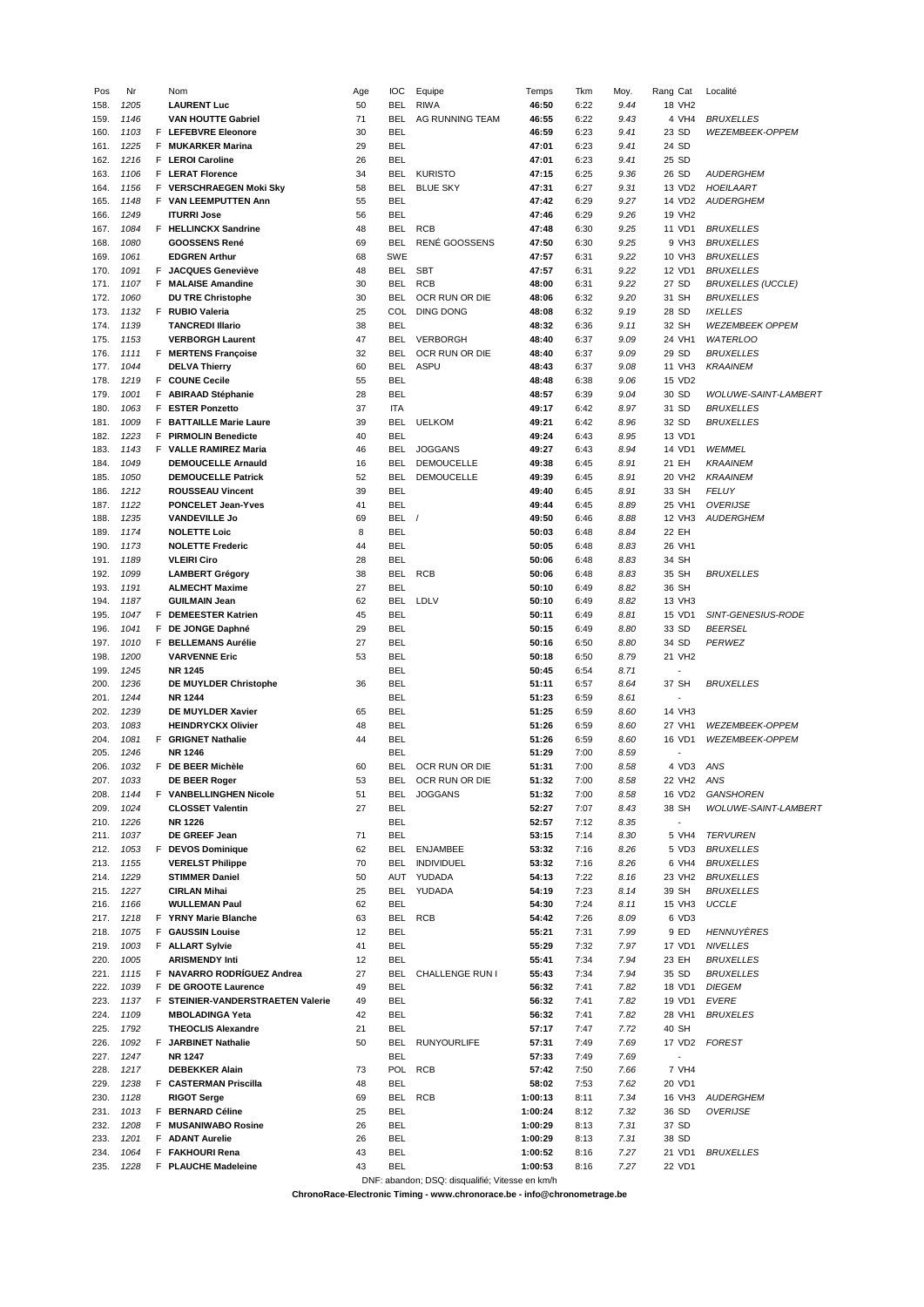| Pos | Nr | | Nom | Age | IOC | Equipe | Temps | Tkm | Moy. | Rang | Cat | Localité |
|---|---|---|---|---|---|---|---|---|---|---|---|---|
| 158. | 1205 | | **LAURENT Luc** | 50 | BEL | RIWA | **46:50** | 6:22 | 9.44 | 18 | VH2 | |
| 159. | 1146 | | **VAN HOUTTE Gabriel** | 71 | BEL | AG RUNNING TEAM | **46:55** | 6:22 | 9.43 | 4 | VH4 | BRUXELLES |
| 160. | 1103 | F | **LEFEBVRE Eleonore** | 30 | BEL | | **46:59** | 6:23 | 9.41 | 23 | SD | WEZEMBEEK-OPPEM |
| 161. | 1225 | F | **MUKARKER Marina** | 29 | BEL | | **47:01** | 6:23 | 9.41 | 24 | SD | |
| 162. | 1216 | F | **LEROI Caroline** | 26 | BEL | | **47:01** | 6:23 | 9.41 | 25 | SD | |
| 163. | 1106 | F | **LERAT Florence** | 34 | BEL | KURISTO | **47:15** | 6:25 | 9.36 | 26 | SD | AUDERGHEM |
| 164. | 1156 | F | **VERSCHRAEGEN Moki Sky** | 58 | BEL | BLUE SKY | **47:31** | 6:27 | 9.31 | 13 | VD2 | HOEILAART |
| 165. | 1148 | F | **VAN LEEMPUTTEN Ann** | 55 | BEL | | **47:42** | 6:29 | 9.27 | 14 | VD2 | AUDERGHEM |
| 166. | 1249 | | **ITURRI Jose** | 56 | BEL | | **47:46** | 6:29 | 9.26 | 19 | VH2 | |
| 167. | 1084 | F | **HELLINCKX Sandrine** | 48 | BEL | RCB | **47:48** | 6:30 | 9.25 | 11 | VD1 | BRUXELLES |
| 168. | 1080 | | **GOOSSENS René** | 69 | BEL | RENÉ GOOSSENS | **47:50** | 6:30 | 9.25 | 9 | VH3 | BRUXELLES |
| 169. | 1061 | | **EDGREN Arthur** | 68 | SWE | | **47:57** | 6:31 | 9.22 | 10 | VH3 | BRUXELLES |
| 170. | 1091 | F | **JACQUES Geneviève** | 48 | BEL | SBT | **47:57** | 6:31 | 9.22 | 12 | VD1 | BRUXELLES |
| 171. | 1107 | F | **MALAISE Amandine** | 30 | BEL | RCB | **48:00** | 6:31 | 9.22 | 27 | SD | BRUXELLES (UCCLE) |
| 172. | 1060 | | **DU TRE Christophe** | 30 | BEL | OCR RUN OR DIE | **48:06** | 6:32 | 9.20 | 31 | SH | BRUXELLES |
| 173. | 1132 | F | **RUBIO Valeria** | 25 | COL | DING DONG | **48:08** | 6:32 | 9.19 | 28 | SD | IXELLES |
| 174. | 1139 | | **TANCREDI Illario** | 38 | BEL | | **48:32** | 6:36 | 9.11 | 32 | SH | WEZEMBEEK OPPEM |
| 175. | 1153 | | **VERBORGH Laurent** | 47 | BEL | VERBORGH | **48:40** | 6:37 | 9.09 | 24 | VH1 | WATERLOO |
| 176. | 1111 | F | **MERTENS Françoise** | 32 | BEL | OCR RUN OR DIE | **48:40** | 6:37 | 9.09 | 29 | SD | BRUXELLES |
| 177. | 1044 | | **DELVA Thierry** | 60 | BEL | ASPU | **48:43** | 6:37 | 9.08 | 11 | VH3 | KRAAINEM |
| 178. | 1219 | F | **COUNE Cecile** | 55 | BEL | | **48:48** | 6:38 | 9.06 | 15 | VD2 | |
| 179. | 1001 | F | **ABIRAAD Stéphanie** | 28 | BEL | | **48:57** | 6:39 | 9.04 | 30 | SD | WOLUWE-SAINT-LAMBERT |
| 180. | 1063 | F | **ESTER Ponzetto** | 37 | ITA | | **49:17** | 6:42 | 8.97 | 31 | SD | BRUXELLES |
| 181. | 1009 | F | **BATTAILLE Marie Laure** | 39 | BEL | UELKOM | **49:21** | 6:42 | 8.96 | 32 | SD | BRUXELLES |
| 182. | 1223 | F | **PIRMOLIN Benedicte** | 40 | BEL | | **49:24** | 6:43 | 8.95 | 13 | VD1 | |
| 183. | 1143 | F | **VALLE RAMIREZ Maria** | 46 | BEL | JOGGANS | **49:27** | 6:43 | 8.94 | 14 | VD1 | WEMMEL |
| 184. | 1049 | | **DEMOUCELLE Arnauld** | 16 | BEL | DEMOUCELLE | **49:38** | 6:45 | 8.91 | 21 | EH | KRAAINEM |
| 185. | 1050 | | **DEMOUCELLE Patrick** | 52 | BEL | DEMOUCELLE | **49:39** | 6:45 | 8.91 | 20 | VH2 | KRAAINEM |
| 186. | 1212 | | **ROUSSEAU Vincent** | 39 | BEL | | **49:40** | 6:45 | 8.91 | 33 | SH | FELUY |
| 187. | 1122 | | **PONCELET Jean-Yves** | 41 | BEL | | **49:44** | 6:45 | 8.89 | 25 | VH1 | OVERIJSE |
| 188. | 1235 | | **VANDEVILLE Jo** | 69 | BEL | / | **49:50** | 6:46 | 8.88 | 12 | VH3 | AUDERGHEM |
| 189. | 1174 | | **NOLETTE Loic** | 8 | BEL | | **50:03** | 6:48 | 8.84 | 22 | EH | |
| 190. | 1173 | | **NOLETTE Frederic** | 44 | BEL | | **50:05** | 6:48 | 8.83 | 26 | VH1 | |
| 191. | 1189 | | **VLEIRI Ciro** | 28 | BEL | | **50:06** | 6:48 | 8.83 | 34 | SH | |
| 192. | 1099 | | **LAMBERT Grégory** | 38 | BEL | RCB | **50:06** | 6:48 | 8.83 | 35 | SH | BRUXELLES |
| 193. | 1191 | | **ALMECHT Maxime** | 27 | BEL | | **50:10** | 6:49 | 8.82 | 36 | SH | |
| 194. | 1187 | | **GUILMAIN Jean** | 62 | BEL | LDLV | **50:10** | 6:49 | 8.82 | 13 | VH3 | |
| 195. | 1047 | F | **DEMEESTER Katrien** | 45 | BEL | | **50:11** | 6:49 | 8.81 | 15 | VD1 | SINT-GENESIUS-RODE |
| 196. | 1041 | F | **DE JONGE Daphné** | 29 | BEL | | **50:15** | 6:49 | 8.80 | 33 | SD | BEERSEL |
| 197. | 1010 | F | **BELLEMANS Aurélie** | 27 | BEL | | **50:16** | 6:50 | 8.80 | 34 | SD | PERWEZ |
| 198. | 1200 | | **VARVENNE Eric** | 53 | BEL | | **50:18** | 6:50 | 8.79 | 21 | VH2 | |
| 199. | 1245 | | **NR 1245** | | BEL | | **50:45** | 6:54 | 8.71 | - | | |
| 200. | 1236 | | **DE MUYLDER Christophe** | 36 | BEL | | **51:11** | 6:57 | 8.64 | 37 | SH | BRUXELLES |
| 201. | 1244 | | **NR 1244** | | BEL | | **51:23** | 6:59 | 8.61 | - | | |
| 202. | 1239 | | **DE MUYLDER Xavier** | 65 | BEL | | **51:25** | 6:59 | 8.60 | 14 | VH3 | |
| 203. | 1083 | | **HEINDRYCKX Olivier** | 48 | BEL | | **51:26** | 6:59 | 8.60 | 27 | VH1 | WEZEMBEEK-OPPEM |
| 204. | 1081 | F | **GRIGNET Nathalie** | 44 | BEL | | **51:26** | 6:59 | 8.60 | 16 | VD1 | WEZEMBEEK-OPPEM |
| 205. | 1246 | | **NR 1246** | | BEL | | **51:29** | 7:00 | 8.59 | - | | |
| 206. | 1032 | F | **DE BEER Michèle** | 60 | BEL | OCR RUN OR DIE | **51:31** | 7:00 | 8.58 | 4 | VD3 | ANS |
| 207. | 1033 | | **DE BEER Roger** | 53 | BEL | OCR RUN OR DIE | **51:32** | 7:00 | 8.58 | 22 | VH2 | ANS |
| 208. | 1144 | F | **VANBELLINGHEN Nicole** | 51 | BEL | JOGGANS | **51:32** | 7:00 | 8.58 | 16 | VD2 | GANSHOREN |
| 209. | 1024 | | **CLOSSET Valentin** | 27 | BEL | | **52:27** | 7:07 | 8.43 | 38 | SH | WOLUWE-SAINT-LAMBERT |
| 210. | 1226 | | **NR 1226** | | BEL | | **52:57** | 7:12 | 8.35 | - | | |
| 211. | 1037 | | **DE GREEF Jean** | 71 | BEL | | **53:15** | 7:14 | 8.30 | 5 | VH4 | TERVUREN |
| 212. | 1053 | F | **DEVOS Dominique** | 62 | BEL | ENJAMBEE | **53:32** | 7:16 | 8.26 | 5 | VD3 | BRUXELLES |
| 213. | 1155 | | **VERELST Philippe** | 70 | BEL | INDIVIDUEL | **53:32** | 7:16 | 8.26 | 6 | VH4 | BRUXELLES |
| 214. | 1229 | | **STIMMER Daniel** | 50 | AUT | YUDADA | **54:13** | 7:22 | 8.16 | 23 | VH2 | BRUXELLES |
| 215. | 1227 | | **CIRLAN Mihai** | 25 | BEL | YUDADA | **54:19** | 7:23 | 8.14 | 39 | SH | BRUXELLES |
| 216. | 1166 | | **WULLEMAN Paul** | 62 | BEL | | **54:30** | 7:24 | 8.11 | 15 | VH3 | UCCLE |
| 217. | 1218 | F | **YRNY Marie Blanche** | 63 | BEL | RCB | **54:42** | 7:26 | 8.09 | 6 | VD3 | |
| 218. | 1075 | F | **GAUSSIN Louise** | 12 | BEL | | **55:21** | 7:31 | 7.99 | 9 | ED | HENNUYÈRES |
| 219. | 1003 | F | **ALLART Sylvie** | 41 | BEL | | **55:29** | 7:32 | 7.97 | 17 | VD1 | NIVELLES |
| 220. | 1005 | | **ARISMENDY Inti** | 12 | BEL | | **55:41** | 7:34 | 7.94 | 23 | EH | BRUXELLES |
| 221. | 1115 | F | **NAVARRO RODRÍGUEZ Andrea** | 27 | BEL | CHALLENGE RUN I | **55:43** | 7:34 | 7.94 | 35 | SD | BRUXELLES |
| 222. | 1039 | F | **DE GROOTE Laurence** | 49 | BEL | | **56:32** | 7:41 | 7.82 | 18 | VD1 | DIEGEM |
| 223. | 1137 | F | **STEINIER-VANDERSTRAETEN Valerie** | 49 | BEL | | **56:32** | 7:41 | 7.82 | 19 | VD1 | EVERE |
| 224. | 1109 | | **MBOLADINGA Yeta** | 42 | BEL | | **56:32** | 7:41 | 7.82 | 28 | VH1 | BRUXELES |
| 225. | 1792 | | **THEOCLIS Alexandre** | 21 | BEL | | **57:17** | 7:47 | 7.72 | 40 | SH | |
| 226. | 1092 | F | **JARBINET Nathalie** | 50 | BEL | RUNYOURLIFE | **57:31** | 7:49 | 7.69 | 17 | VD2 | FOREST |
| 227. | 1247 | | **NR 1247** | | BEL | | **57:33** | 7:49 | 7.69 | - | | |
| 228. | 1217 | | **DEBEKKER Alain** | 73 | POL | RCB | **57:42** | 7:50 | 7.66 | 7 | VH4 | |
| 229. | 1238 | F | **CASTERMAN Priscilla** | 48 | BEL | | **58:02** | 7:53 | 7.62 | 20 | VD1 | |
| 230. | 1128 | | **RIGOT Serge** | 69 | BEL | RCB | **1:00:13** | 8:11 | 7.34 | 16 | VH3 | AUDERGHEM |
| 231. | 1013 | F | **BERNARD Céline** | 25 | BEL | | **1:00:24** | 8:12 | 7.32 | 36 | SD | OVERIJSE |
| 232. | 1208 | F | **MUSANIWABO Rosine** | 26 | BEL | | **1:00:29** | 8:13 | 7.31 | 37 | SD | |
| 233. | 1201 | F | **ADANT Aurelie** | 26 | BEL | | **1:00:29** | 8:13 | 7.31 | 38 | SD | |
| 234. | 1064 | F | **FAKHOURI Rena** | 43 | BEL | | **1:00:52** | 8:16 | 7.27 | 21 | VD1 | BRUXELLES |
| 235. | 1228 | F | **PLAUCHE Madeleine** | 43 | BEL | | **1:00:53** | 8:16 | 7.27 | 22 | VD1 | |

DNF: abandon; DSQ: disqualifié; Vitesse en km/h

**ChronoRace-Electronic Timing - www.chronorace.be - info@chronometrage.be**